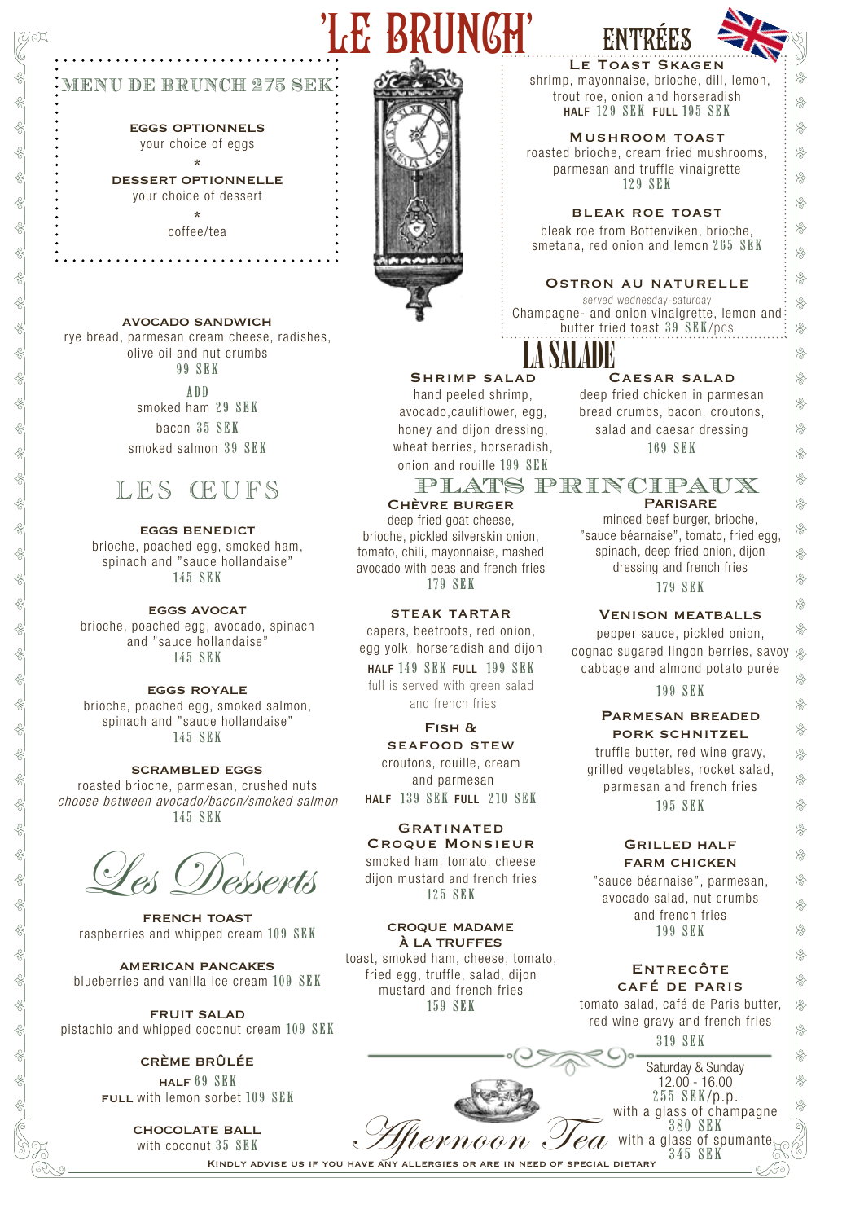# 'LE BRUNCH'

## MENU DE BRUNCH 275 SEK

**EGGS OPTIONNELS**
your choice of eggs

*

**DESSERT OPTIONNELLE**
your choice of dessert

*

coffee/tea

**AVOCADO SANDWICH**
rye bread, parmesan cream cheese, radishes, olive oil and nut crumbs
99 SEK

ADD
smoked ham 29 SEK
bacon 35 SEK
smoked salmon 39 SEK

## LES ŒUFS

**EGGS BENEDICT**
brioche, poached egg, smoked ham, spinach and "sauce hollandaise"
145 SEK

**EGGS AVOCAT**
brioche, poached egg, avocado, spinach and "sauce hollandaise"
145 SEK

**EGGS ROYALE**
brioche, poached egg, smoked salmon, spinach and "sauce hollandaise"
145 SEK

**SCRAMBLED EGGS**
roasted brioche, parmesan, crushed nuts
*choose between avocado/bacon/smoked salmon*
145 SEK

## Les Desserts

**FRENCH TOAST**
raspberries and whipped cream 109 SEK

**AMERICAN PANCAKES**
blueberries and vanilla ice cream 109 SEK

**FRUIT SALAD**
pistachio and whipped coconut cream 109 SEK

**CRÈME BRÛLÉE**
HALF 69 SEK
FULL with lemon sorbet 109 SEK

**CHOCOLATE BALL**
with coconut 35 SEK

## ENTRÉES

**LE TOAST SKAGEN**
shrimp, mayonnaise, brioche, dill, lemon, trout roe, onion and horseradish
HALF 129 SEK FULL 195 SEK

**MUSHROOM TOAST**
roasted brioche, cream fried mushrooms, parmesan and truffle vinaigrette
129 SEK

**BLEAK ROE TOAST**
bleak roe from Bottenviken, brioche, smetana, red onion and lemon 265 SEK

**OSTRON AU NATURELLE**
*served wednesday-saturday*
Champagne- and onion vinaigrette, lemon and butter fried toast 39 SEK/pcs

## LA SALADE

**SHRIMP SALAD**
hand peeled shrimp, avocado,cauliflower, egg, honey and dijon dressing, wheat berries, horseradish, onion and rouille 199 SEK

**CAESAR SALAD**
deep fried chicken in parmesan bread crumbs, bacon, croutons, salad and caesar dressing
169 SEK

## PLATS PRINCIPAUX

**CHÈVRE BURGER**
deep fried goat cheese, brioche, pickled silverskin onion, tomato, chili, mayonnaise, mashed avocado with peas and french fries
179 SEK

**STEAK TARTAR**
capers, beetroots, red onion, egg yolk, horseradish and dijon
HALF 149 SEK FULL 199 SEK
full is served with green salad and french fries

**FISH & SEAFOOD STEW**
croutons, rouille, cream and parmesan
HALF 139 SEK FULL 210 SEK

**GRATINATED CROQUE MONSIEUR**
smoked ham, tomato, cheese dijon mustard and french fries
125 SEK

**CROQUE MADAME À LA TRUFFES**
toast, smoked ham, cheese, tomato, fried egg, truffle, salad, dijon mustard and french fries
159 SEK

**PARISARE**
minced beef burger, brioche, "sauce béarnaise", tomato, fried egg, spinach, deep fried onion, dijon dressing and french fries
179 SEK

**VENISON MEATBALLS**
pepper sauce, pickled onion, cognac sugared lingon berries, savoy cabbage and almond potato purée
199 SEK

**PARMESAN BREADED PORK SCHNITZEL**
truffle butter, red wine gravy, grilled vegetables, rocket salad, parmesan and french fries
195 SEK

**GRILLED HALF FARM CHICKEN**
"sauce béarnaise", parmesan, avocado salad, nut crumbs and french fries
199 SEK

**ENTRECÔTE CAFÉ DE PARIS**
tomato salad, café de Paris butter, red wine gravy and french fries
319 SEK

## Afternoon Tea

Saturday & Sunday
12.00 - 16.00
255 SEK/p.p.
with a glass of champagne 380 SEK
with a glass of spumante 345 SEK

KINDLY ADVISE US IF YOU HAVE ANY ALLERGIES OR ARE IN NEED OF SPECIAL DIETARY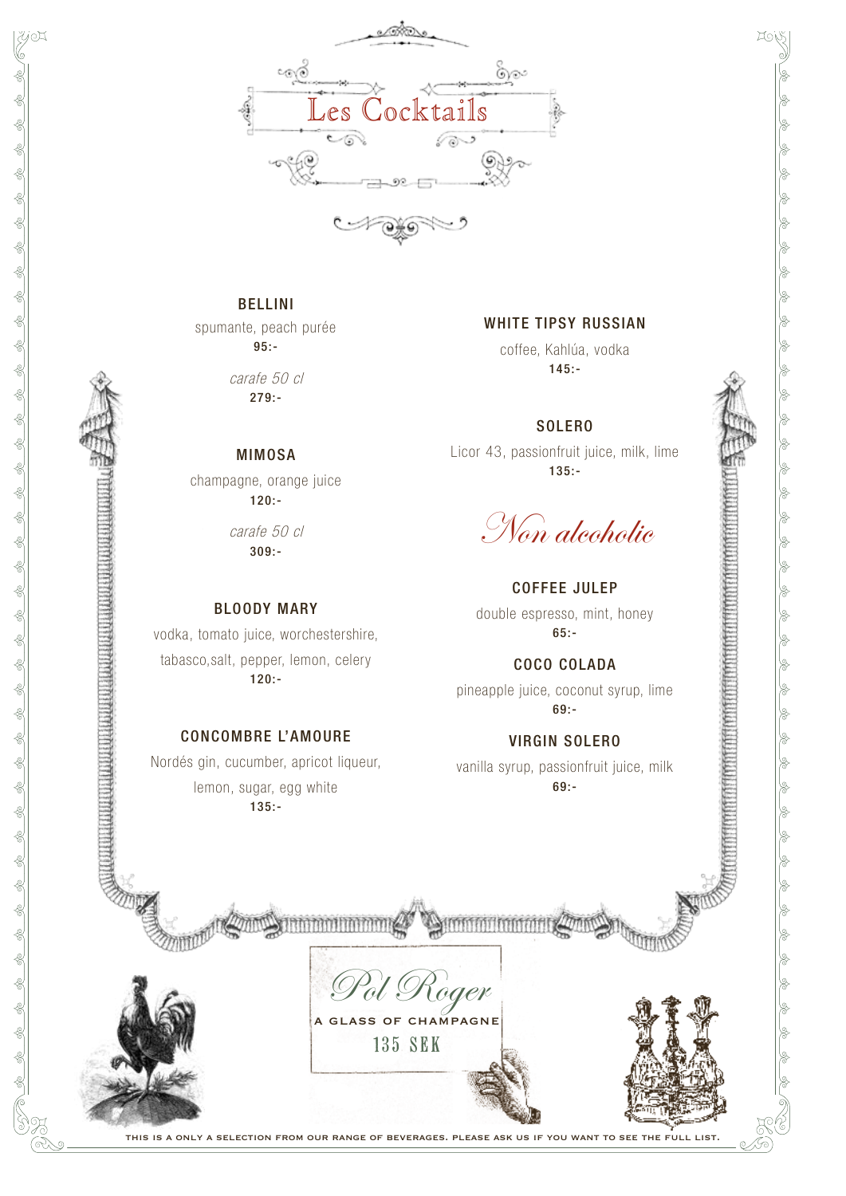# Les Cocktails

### BELLINI
spumante, peach purée
**95:-**

*carafe 50 cl*
**279:-**

### MIMOSA
champagne, orange juice
**120:-**

*carafe 50 cl*
**309:-**

### BLOODY MARY
vodka, tomato juice, worchestershire, tabasco,salt, pepper, lemon, celery
**120:-**

### CONCOMBRE L'AMOURE
Nordés gin, cucumber, apricot liqueur, lemon, sugar, egg white
**135:-**

### WHITE TIPSY RUSSIAN
coffee, Kahlúa, vodka
**145:-**

### SOLERO
Licor 43, passionfruit juice, milk, lime
**135:-**

## *Non alcoholic*

### COFFEE JULEP
double espresso, mint, honey
**65:-**

### COCO COLADA
pineapple juice, coconut syrup, lime
**69:-**

### VIRGIN SOLERO
vanilla syrup, passionfruit juice, milk
**69:-**

*Pol Roger*

A GLASS OF CHAMPAGNE

135 SEK

THIS IS A ONLY A SELECTION FROM OUR RANGE OF BEVERAGES. PLEASE ASK US IF YOU WANT TO SEE THE FULL LIST.